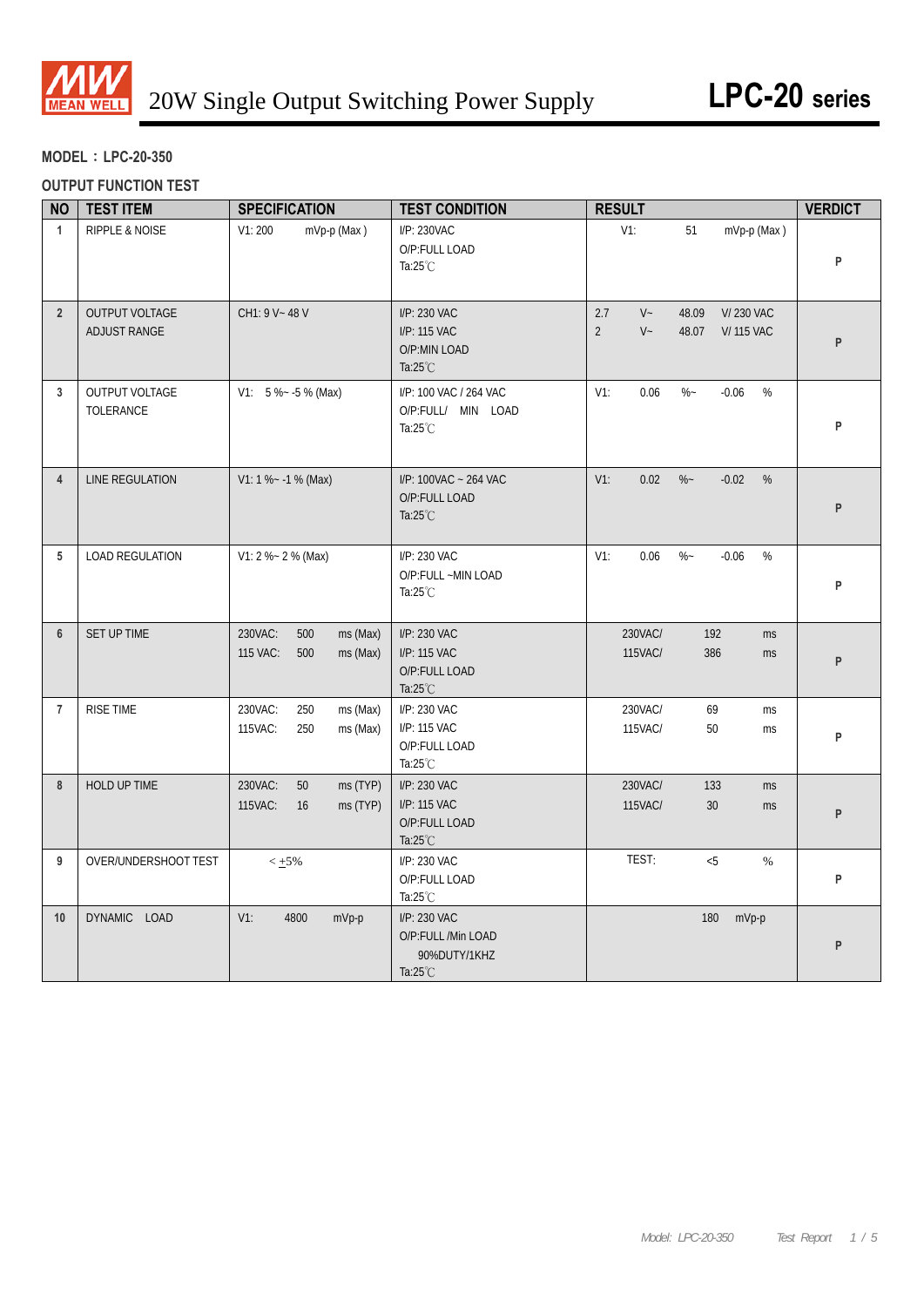# 20W Single Output Switching Power Supply — LPC-20 series

**MODEL：LPC-20-350**

**OUTPUT FUNCTION TEST**

| NO | TEST ITEM | SPECIFICATION | TEST CONDITION | RESULT | VERDICT |
|---|---|---|---|---|---|
| 1 | RIPPLE & NOISE | V1: 200 mVp-p (Max) | I/P: 230VAC<br>O/P:FULL LOAD<br>Ta:25℃ | V1: 51 mVp-p (Max) | P |
| 2 | OUTPUT VOLTAGE ADJUST RANGE | CH1: 9 V~ 48 V | I/P: 230 VAC<br>I/P: 115 VAC<br>O/P:MIN LOAD<br>Ta:25℃ | 2.7 V~ 48.09 V/ 230 VAC<br>2 V~ 48.07 V/ 115 VAC | P |
| 3 | OUTPUT VOLTAGE TOLERANCE | V1: 5 %~ -5 % (Max) | I/P: 100 VAC / 264 VAC<br>O/P:FULL/ MIN LOAD<br>Ta:25℃ | V1: 0.06 %~ -0.06 % | P |
| 4 | LINE REGULATION | V1: 1 %~ -1 % (Max) | I/P: 100VAC ~ 264 VAC<br>O/P:FULL LOAD<br>Ta:25℃ | V1: 0.02 %~ -0.02 % | P |
| 5 | LOAD REGULATION | V1: 2 %~ 2 % (Max) | I/P: 230 VAC<br>O/P:FULL ~MIN LOAD<br>Ta:25℃ | V1: 0.06 %~ -0.06 % | P |
| 6 | SET UP TIME | 230VAC: 500 ms (Max)<br>115 VAC: 500 ms (Max) | I/P: 230 VAC<br>I/P: 115 VAC<br>O/P:FULL LOAD<br>Ta:25℃ | 230VAC/ 192 ms<br>115VAC/ 386 ms | P |
| 7 | RISE TIME | 230VAC: 250 ms (Max)<br>115VAC: 250 ms (Max) | I/P: 230 VAC<br>I/P: 115 VAC<br>O/P:FULL LOAD<br>Ta:25℃ | 230VAC/ 69 ms<br>115VAC/ 50 ms | P |
| 8 | HOLD UP TIME | 230VAC: 50 ms (TYP)<br>115VAC: 16 ms (TYP) | I/P: 230 VAC<br>I/P: 115 VAC<br>O/P:FULL LOAD<br>Ta:25℃ | 230VAC/ 133 ms<br>115VAC/ 30 ms | P |
| 9 | OVER/UNDERSHOOT TEST | < ±5% | I/P: 230 VAC<br>O/P:FULL LOAD<br>Ta:25℃ | TEST: <5 % | P |
| 10 | DYNAMIC LOAD | V1: 4800 mVp-p | I/P: 230 VAC<br>O/P:FULL /Min LOAD<br>90%DUTY/1KHZ<br>Ta:25℃ | 180 mVp-p | P |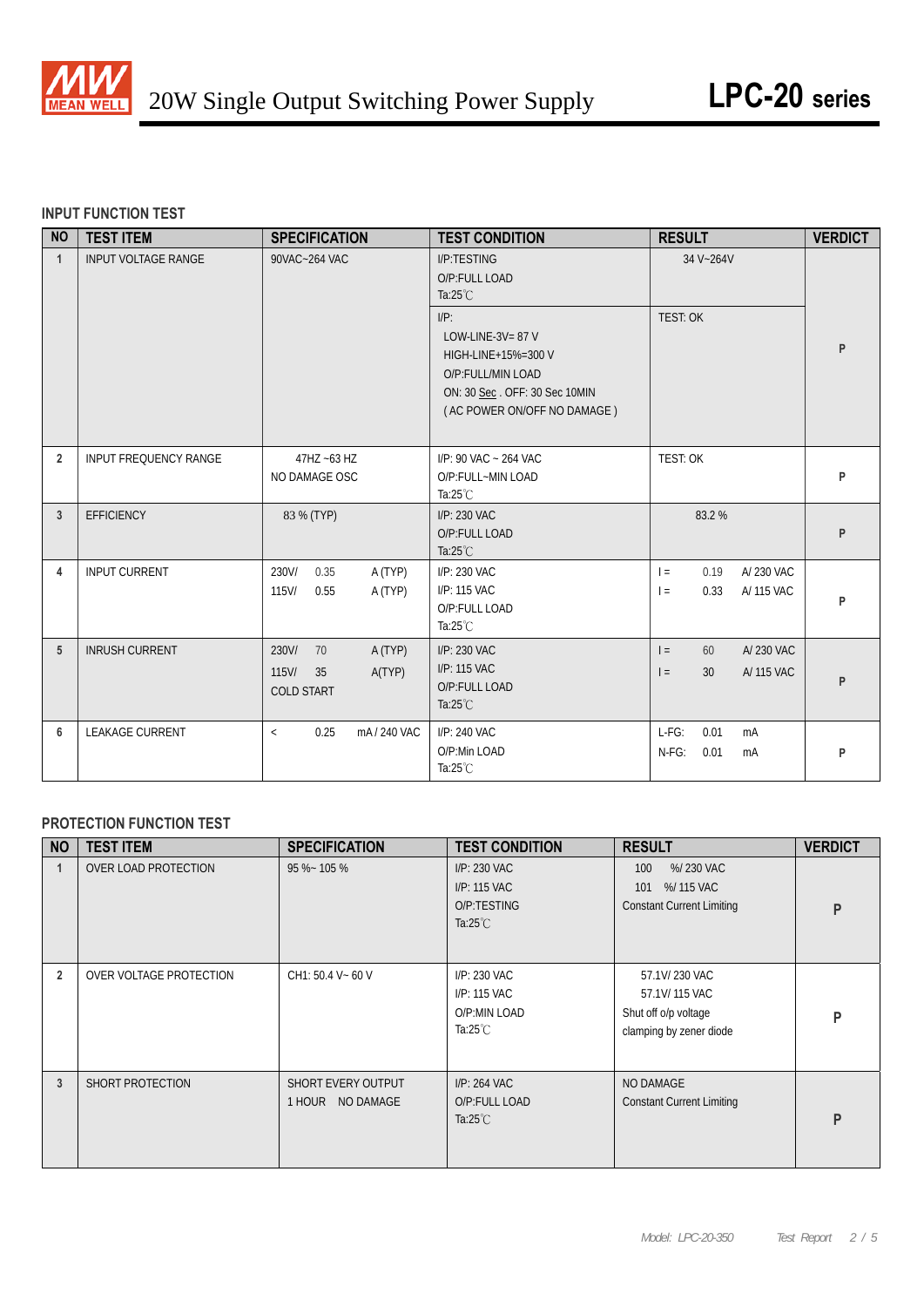## INPUT FUNCTION TEST

| NO | TEST ITEM | SPECIFICATION | TEST CONDITION | RESULT | VERDICT |
|---|---|---|---|---|---|
| 1 | INPUT VOLTAGE RANGE | 90VAC~264 VAC | I/P:TESTING<br>O/P:FULL LOAD<br>Ta:25℃ | 34 V~264V | P |
| | | | I/P:<br>LOW-LINE-3V= 87 V<br>HIGH-LINE+15%=300 V<br>O/P:FULL/MIN LOAD<br>ON: 30 Sec . OFF: 30 Sec 10MIN<br>( AC POWER ON/OFF NO DAMAGE ) | TEST: OK | |
| 2 | INPUT FREQUENCY RANGE | 47HZ ~63 HZ<br>NO DAMAGE OSC | I/P: 90 VAC ~ 264 VAC<br>O/P:FULL~MIN LOAD<br>Ta:25℃ | TEST: OK | P |
| 3 | EFFICIENCY | 83 % (TYP) | I/P: 230 VAC<br>O/P:FULL LOAD<br>Ta:25℃ | 83.2 % | P |
| 4 | INPUT CURRENT | 230V/ 0.35 A (TYP)<br>115V/ 0.55 A (TYP) | I/P: 230 VAC<br>I/P: 115 VAC<br>O/P:FULL LOAD<br>Ta:25℃ | I = 0.19 A/ 230 VAC<br>I = 0.33 A/ 115 VAC | P |
| 5 | INRUSH CURRENT | 230V/ 70 A (TYP)<br>115V/ 35 A(TYP)<br>COLD START | I/P: 230 VAC<br>I/P: 115 VAC<br>O/P:FULL LOAD<br>Ta:25℃ | I = 60 A/ 230 VAC<br>I = 30 A/ 115 VAC | P |
| 6 | LEAKAGE CURRENT | < 0.25 mA / 240 VAC | I/P: 240 VAC<br>O/P:Min LOAD<br>Ta:25℃ | L-FG: 0.01 mA<br>N-FG: 0.01 mA | P |

## PROTECTION FUNCTION TEST

| NO | TEST ITEM | SPECIFICATION | TEST CONDITION | RESULT | VERDICT |
|---|---|---|---|---|---|
| 1 | OVER LOAD PROTECTION | 95 %~ 105 % | I/P: 230 VAC<br>I/P: 115 VAC<br>O/P:TESTING<br>Ta:25℃ | 100 %/ 230 VAC<br>101 %/ 115 VAC<br>Constant Current Limiting | P |
| 2 | OVER VOLTAGE PROTECTION | CH1: 50.4 V~ 60 V | I/P: 230 VAC<br>I/P: 115 VAC<br>O/P:MIN LOAD<br>Ta:25℃ | 57.1V/ 230 VAC<br>57.1V/ 115 VAC<br>Shut off o/p voltage<br>clamping by zener diode | P |
| 3 | SHORT PROTECTION | SHORT EVERY OUTPUT<br>1 HOUR NO DAMAGE | I/P: 264 VAC<br>O/P:FULL LOAD<br>Ta:25℃ | NO DAMAGE<br>Constant Current Limiting | P |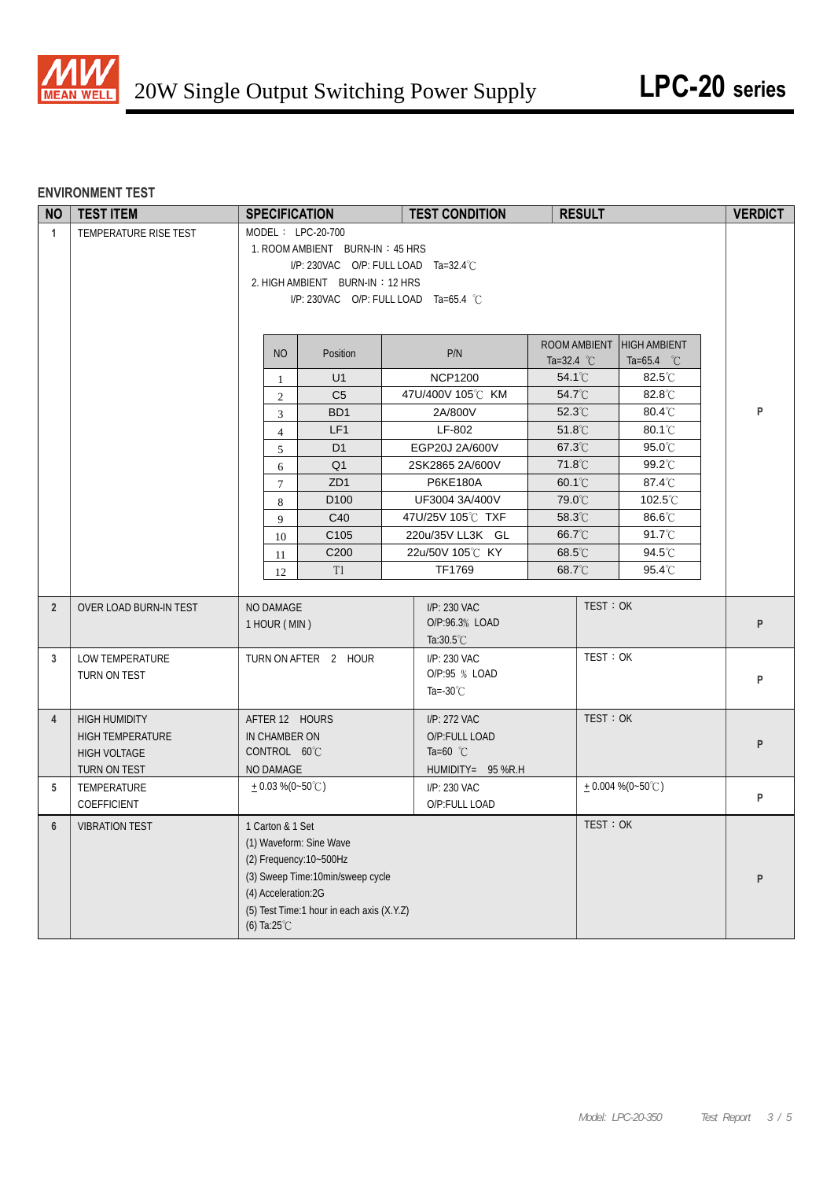## ENVIRONMENT TEST

| NO | TEST ITEM | SPECIFICATION | TEST CONDITION | RESULT | VERDICT |
|---|---|---|---|---|---|
| 1 | TEMPERATURE RISE TEST | MODEL： LPC-20-700<br>1. ROOM AMBIENT BURN-IN：45 HRS<br>I/P: 230VAC O/P: FULL LOAD Ta=32.4℃<br>2. HIGH AMBIENT BURN-IN：12 HRS<br>I/P: 230VAC O/P: FULL LOAD Ta=65.4 ℃ | | | P |

| NO | Position | P/N | ROOM AMBIENT Ta=32.4 ℃ | HIGH AMBIENT Ta=65.4 ℃ |
|---|---|---|---|---|
| 1 | U1 | NCP1200 | 54.1℃ | 82.5℃ |
| 2 | C5 | 47U/400V 105℃ KM | 54.7℃ | 82.8℃ |
| 3 | BD1 | 2A/800V | 52.3℃ | 80.4℃ |
| 4 | LF1 | LF-802 | 51.8℃ | 80.1℃ |
| 5 | D1 | EGP20J 2A/600V | 67.3℃ | 95.0℃ |
| 6 | Q1 | 2SK2865 2A/600V | 71.8℃ | 99.2℃ |
| 7 | ZD1 | P6KE180A | 60.1℃ | 87.4℃ |
| 8 | D100 | UF3004 3A/400V | 79.0℃ | 102.5℃ |
| 9 | C40 | 47U/25V 105℃ TXF | 58.3℃ | 86.6℃ |
| 10 | C105 | 220u/35V LL3K GL | 66.7℃ | 91.7℃ |
| 11 | C200 | 22u/50V 105℃ KY | 68.5℃ | 94.5℃ |
| 12 | T1 | TF1769 | 68.7℃ | 95.4℃ |

| NO | TEST ITEM | SPECIFICATION | TEST CONDITION | RESULT | VERDICT |
|---|---|---|---|---|---|
| 2 | OVER LOAD BURN-IN TEST | NO DAMAGE<br>1 HOUR ( MIN ) | I/P: 230 VAC<br>O/P:96.3% LOAD<br>Ta:30.5℃ | TEST：OK | P |
| 3 | LOW TEMPERATURE<br>TURN ON TEST | TURN ON AFTER 2 HOUR | I/P: 230 VAC<br>O/P:95 % LOAD<br>Ta=-30℃ | TEST：OK | P |
| 4 | HIGH HUMIDITY<br>HIGH TEMPERATURE<br>HIGH VOLTAGE<br>TURN ON TEST | AFTER 12 HOURS<br>IN CHAMBER ON<br>CONTROL 60℃<br>NO DAMAGE | I/P: 272 VAC<br>O/P:FULL LOAD<br>Ta=60 ℃<br>HUMIDITY= 95 %R.H | TEST：OK | P |
| 5 | TEMPERATURE<br>COEFFICIENT | ±0.03 %(0~50℃) | I/P: 230 VAC<br>O/P:FULL LOAD | ±0.004 %(0~50℃) | P |
| 6 | VIBRATION TEST | 1 Carton & 1 Set<br>(1) Waveform: Sine Wave<br>(2) Frequency:10~500Hz<br>(3) Sweep Time:10min/sweep cycle<br>(4) Acceleration:2G<br>(5) Test Time:1 hour in each axis (X.Y.Z)<br>(6) Ta:25℃ | | TEST：OK | P |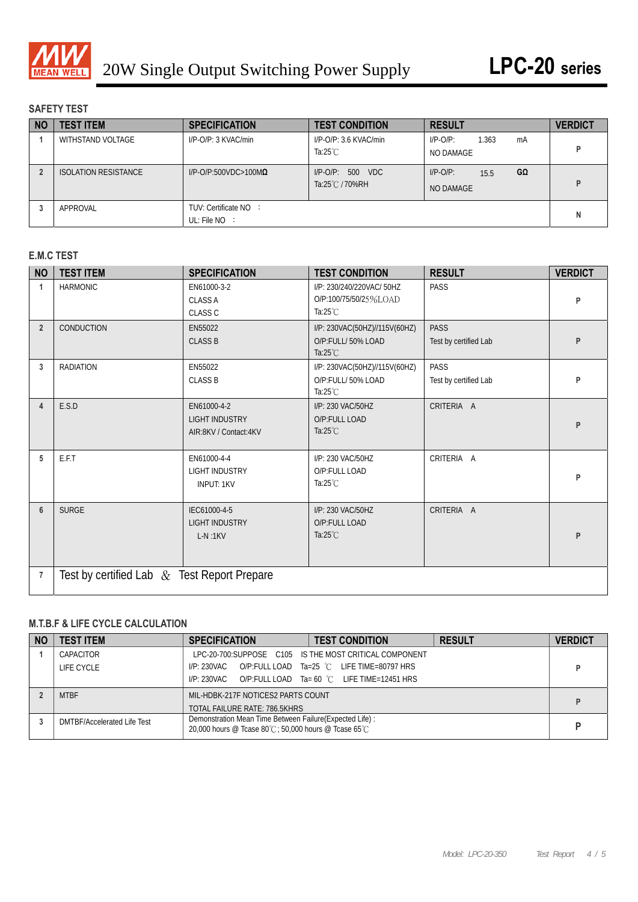## SAFETY TEST

| NO | TEST ITEM | SPECIFICATION | TEST CONDITION | RESULT | VERDICT |
|---|---|---|---|---|---|
| 1 | WITHSTAND VOLTAGE | I/P-O/P: 3 KVAC/min | I/P-O/P: 3.6 KVAC/min<br>Ta:25℃ | I/P-O/P: 1.363 mA<br>NO DAMAGE | P |
| 2 | ISOLATION RESISTANCE | I/P-O/P:500VDC>100MΩ | I/P-O/P: 500 VDC<br>Ta:25℃ / 70%RH | I/P-O/P: 15.5 GΩ<br>NO DAMAGE | P |
| 3 | APPROVAL | TUV: Certificate NO :<br>UL: File NO : | | | N |

## E.M.C TEST

| NO | TEST ITEM | SPECIFICATION | TEST CONDITION | RESULT | VERDICT |
|---|---|---|---|---|---|
| 1 | HARMONIC | EN61000-3-2<br>CLASS A<br>CLASS C | I/P: 230/240/220VAC/ 50HZ<br>O/P:100/75/50/25%LOAD<br>Ta:25℃ | PASS | P |
| 2 | CONDUCTION | EN55022<br>CLASS B | I/P: 230VAC(50HZ)//115V(60HZ)<br>O/P:FULL/ 50% LOAD<br>Ta:25℃ | PASS<br>Test by certified Lab | P |
| 3 | RADIATION | EN55022<br>CLASS B | I/P: 230VAC(50HZ)//115V(60HZ)<br>O/P:FULL/ 50% LOAD<br>Ta:25℃ | PASS<br>Test by certified Lab | P |
| 4 | E.S.D | EN61000-4-2<br>LIGHT INDUSTRY<br>AIR:8KV / Contact:4KV | I/P: 230 VAC/50HZ<br>O/P:FULL LOAD<br>Ta:25℃ | CRITERIA A | P |
| 5 | E.F.T | EN61000-4-4<br>LIGHT INDUSTRY<br>INPUT: 1KV | I/P: 230 VAC/50HZ<br>O/P:FULL LOAD<br>Ta:25℃ | CRITERIA A | P |
| 6 | SURGE | IEC61000-4-5<br>LIGHT INDUSTRY<br>L-N :1KV | I/P: 230 VAC/50HZ<br>O/P:FULL LOAD<br>Ta:25℃ | CRITERIA A | P |
| 7 | Test by certified Lab & Test Report Prepare | | | | |

## M.T.B.F & LIFE CYCLE CALCULATION

| NO | TEST ITEM | SPECIFICATION | TEST CONDITION | RESULT | VERDICT |
|---|---|---|---|---|---|
| 1 | CAPACITOR LIFE CYCLE | LPC-20-700:SUPPOSE C105 IS THE MOST CRITICAL COMPONENT<br>I/P: 230VAC O/P:FULL LOAD Ta=25 ℃ LIFE TIME=80797 HRS<br>I/P: 230VAC O/P:FULL LOAD Ta= 60 ℃ LIFE TIME=12451 HRS | | | P |
| 2 | MTBF | MIL-HDBK-217F NOTICES2 PARTS COUNT<br>TOTAL FAILURE RATE: 786.5KHRS | | | P |
| 3 | DMTBF/Accelerated Life Test | Demonstration Mean Time Between Failure(Expected Life) :<br>20,000 hours @ Tcase 80℃ ; 50,000 hours @ Tcase 65℃ | | | P |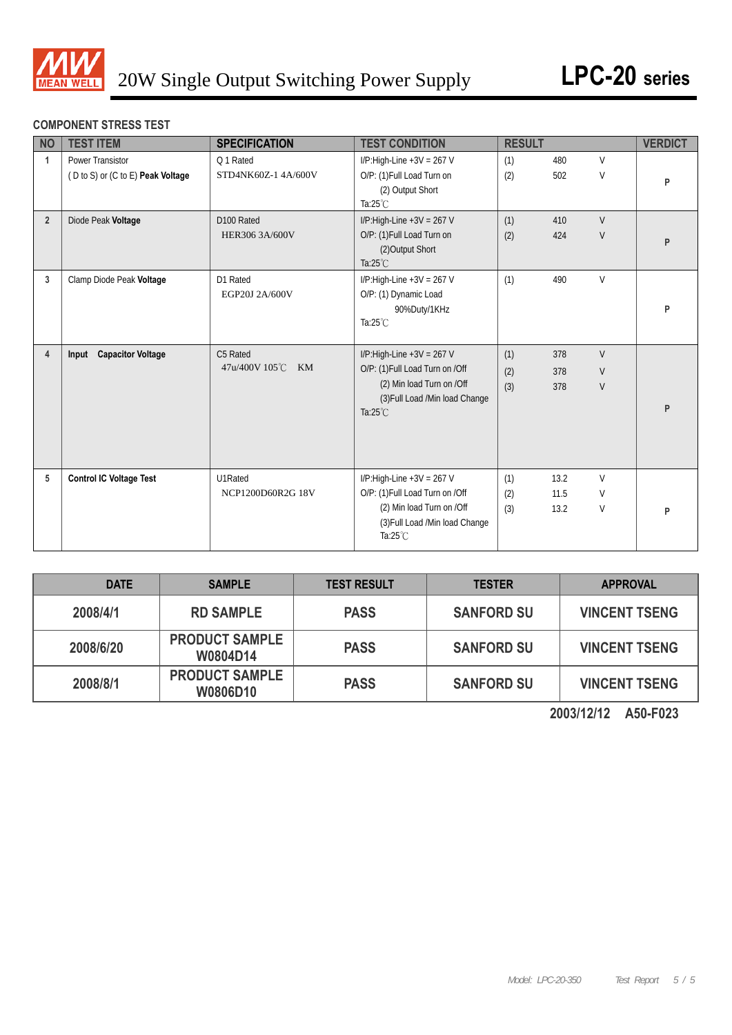# 20W Single Output Switching Power Supply — LPC-20 series

**COMPONENT STRESS TEST**

| NO | TEST ITEM | SPECIFICATION | TEST CONDITION | RESULT | | | VERDICT |
|---|---|---|---|---|---|---|---|
| 1 | Power Transistor ( D to S) or (C to E) **Peak Voltage** | Q 1 Rated STD4NK60Z-1 4A/600V | I/P:High-Line +3V = 267 V O/P: (1)Full Load Turn on (2) Output Short Ta:25℃ | (1) (2) | 480 502 | V V | P |
| 2 | Diode Peak **Voltage** | D100 Rated HER306 3A/600V | I/P:High-Line +3V = 267 V O/P: (1)Full Load Turn on (2)Output Short Ta:25℃ | (1) (2) | 410 424 | V V | P |
| 3 | Clamp Diode Peak **Voltage** | D1 Rated EGP20J 2A/600V | I/P:High-Line +3V = 267 V O/P: (1) Dynamic Load 90%Duty/1KHz Ta:25℃ | (1) | 490 | V | P |
| 4 | **Input Capacitor Voltage** | C5 Rated 47u/400V 105℃ KM | I/P:High-Line +3V = 267 V O/P: (1)Full Load Turn on /Off (2) Min load Turn on /Off (3)Full Load /Min load Change Ta:25℃ | (1) (2) (3) | 378 378 378 | V V V | P |
| 5 | **Control IC Voltage Test** | U1Rated NCP1200D60R2G 18V | I/P:High-Line +3V = 267 V O/P: (1)Full Load Turn on /Off (2) Min load Turn on /Off (3)Full Load /Min load Change Ta:25℃ | (1) (2) (3) | 13.2 11.5 13.2 | V V V | P |

| DATE | SAMPLE | TEST RESULT | TESTER | APPROVAL |
|---|---|---|---|---|
| 2008/4/1 | RD SAMPLE | PASS | SANFORD SU | VINCENT TSENG |
| 2008/6/20 | PRODUCT SAMPLE W0804D14 | PASS | SANFORD SU | VINCENT TSENG |
| 2008/8/1 | PRODUCT SAMPLE W0806D10 | PASS | SANFORD SU | VINCENT TSENG |

**2003/12/12 A50-F023**